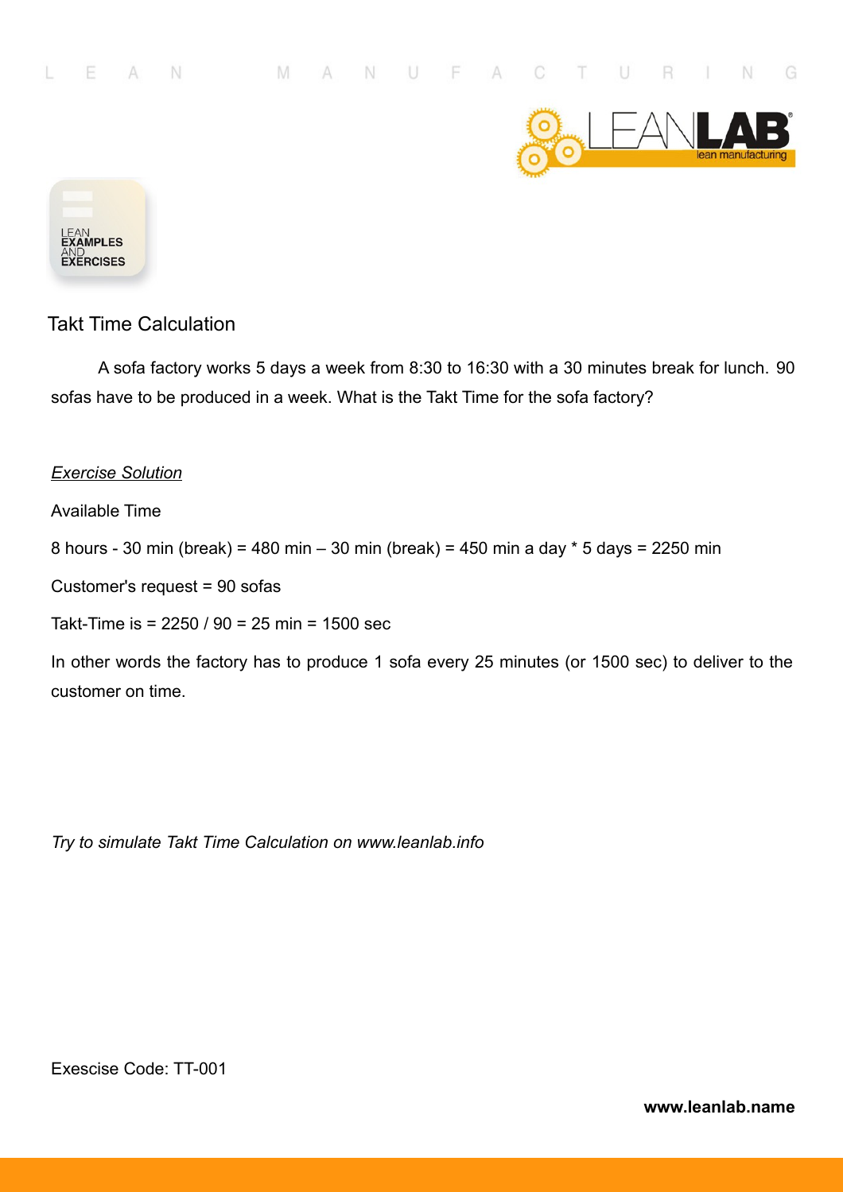LEAN EXAMPLES AND EXERCISES

# Takt Time Calculation

A sofa factory works 5 days a week from 8:30 to 16:30 with a 30 minutes break for lunch. 90 sofas have to be produced in a week. What is the Takt Time for the sofa factory?

*Exercise Solution*

Available Time

8 hours - 30 min (break) = 480 min – 30 min (break) = 450 min a day * 5 days = 2250 min

Customer's request = 90 sofas

Takt-Time is = 2250 / 90 = 25 min = 1500 sec

In other words the factory has to produce 1 sofa every 25 minutes (or 1500 sec) to deliver to the customer on time.

*Try to simulate Takt Time Calculation on www.leanlab.info*

Exescise Code: TT-001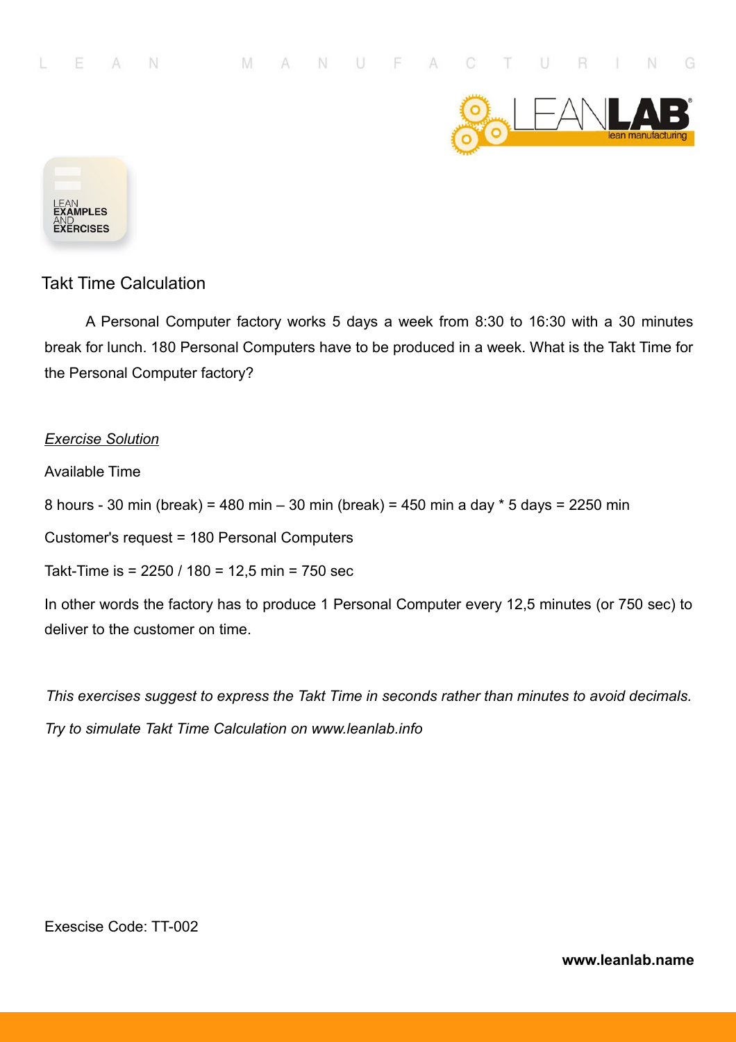## Takt Time Calculation

A Personal Computer factory works 5 days a week from 8:30 to 16:30 with a 30 minutes break for lunch. 180 Personal Computers have to be produced in a week. What is the Takt Time for the Personal Computer factory?

*Exercise Solution*

Available Time

8 hours - 30 min (break) = 480 min – 30 min (break) = 450 min a day * 5 days = 2250 min

Customer's request = 180 Personal Computers

Takt-Time is = 2250 / 180 = 12,5 min = 750 sec

In other words the factory has to produce 1 Personal Computer every 12,5 minutes (or 750 sec) to deliver to the customer on time.

*This exercises suggest to express the Takt Time in seconds rather than minutes to avoid decimals.*

*Try to simulate Takt Time Calculation on www.leanlab.info*

Exescise Code: TT-002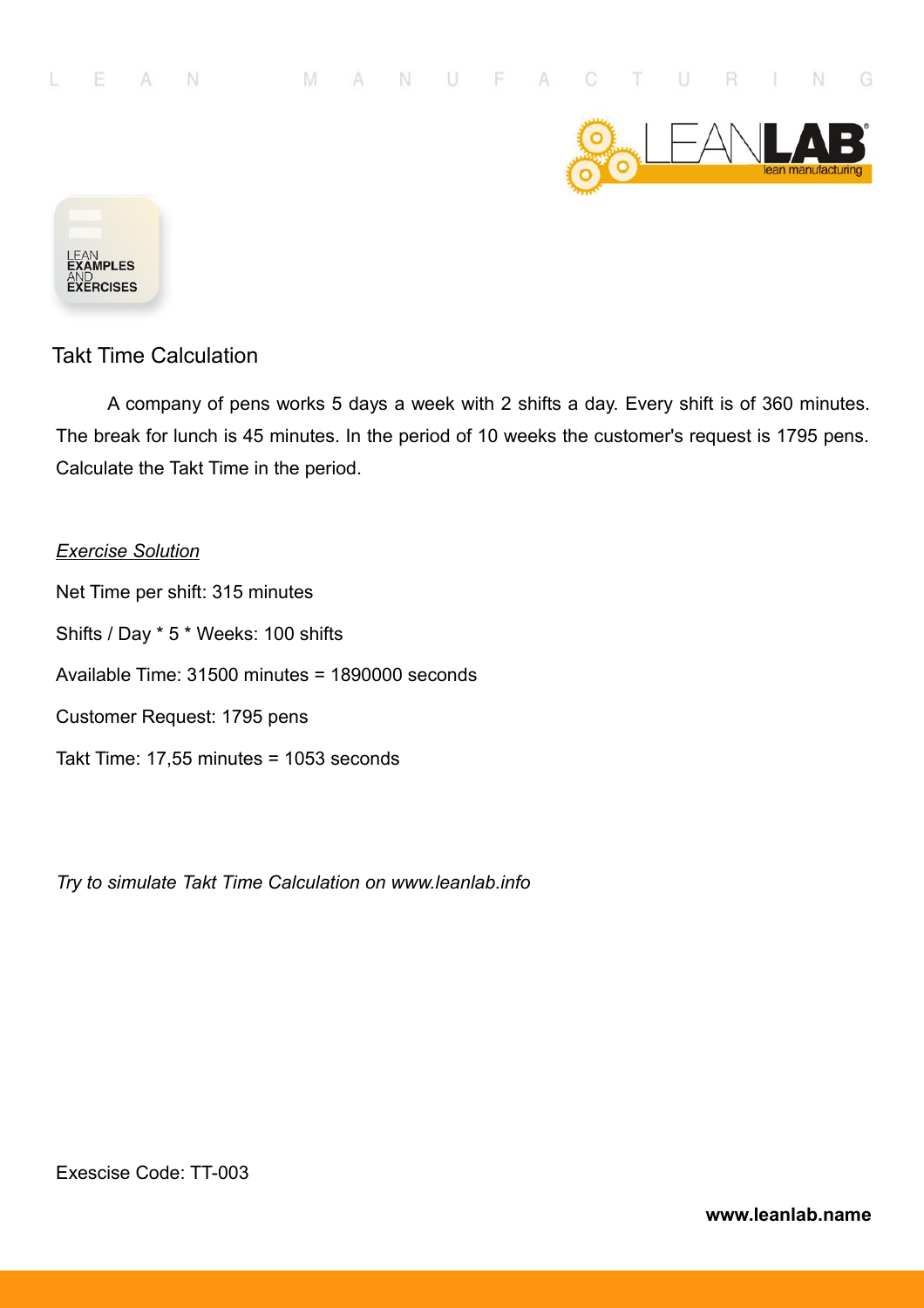## Takt Time Calculation

A company of pens works 5 days a week with 2 shifts a day. Every shift is of 360 minutes. The break for lunch is 45 minutes. In the period of 10 weeks the customer's request is 1795 pens. Calculate the Takt Time in the period.

*Exercise Solution*

Net Time per shift: 315 minutes

Shifts / Day * 5 * Weeks: 100 shifts

Available Time: 31500 minutes = 1890000 seconds

Customer Request: 1795 pens

Takt Time: 17,55 minutes = 1053 seconds

*Try to simulate Takt Time Calculation on www.leanlab.info*

Exescise Code: TT-003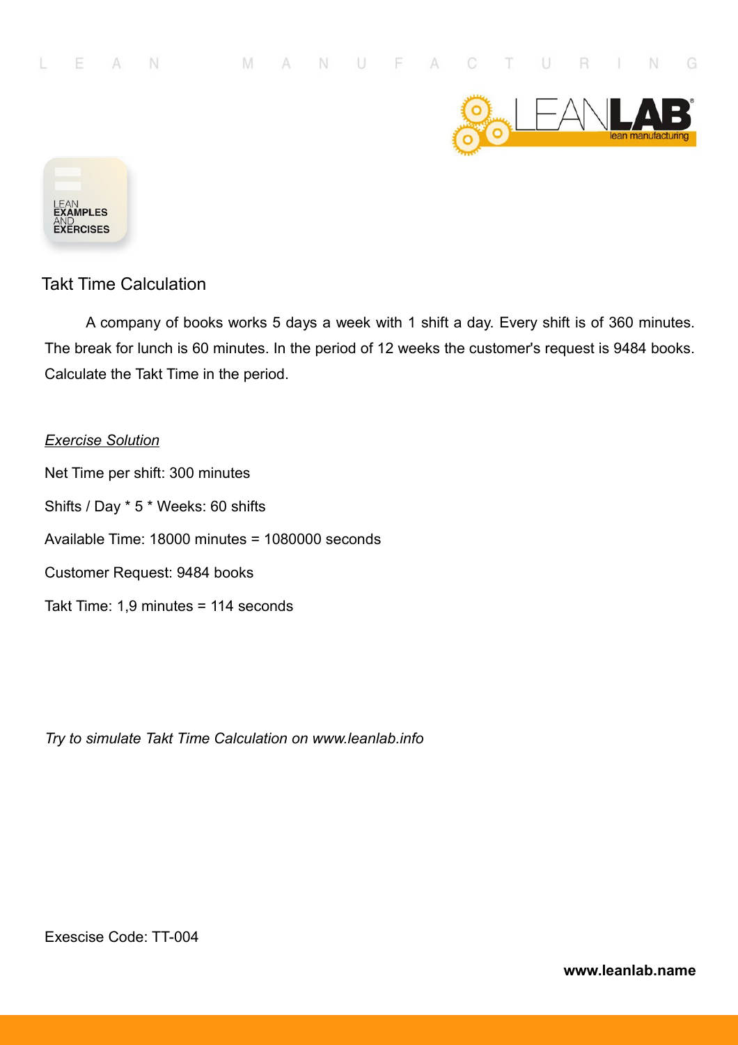# Takt Time Calculation

A company of books works 5 days a week with 1 shift a day. Every shift is of 360 minutes. The break for lunch is 60 minutes. In the period of 12 weeks the customer's request is 9484 books. Calculate the Takt Time in the period.

*Exercise Solution*

Net Time per shift: 300 minutes

Shifts / Day * 5 * Weeks: 60 shifts

Available Time: 18000 minutes = 1080000 seconds

Customer Request: 9484 books

Takt Time: 1,9 minutes = 114 seconds

*Try to simulate Takt Time Calculation on www.leanlab.info*

Exescise Code: TT-004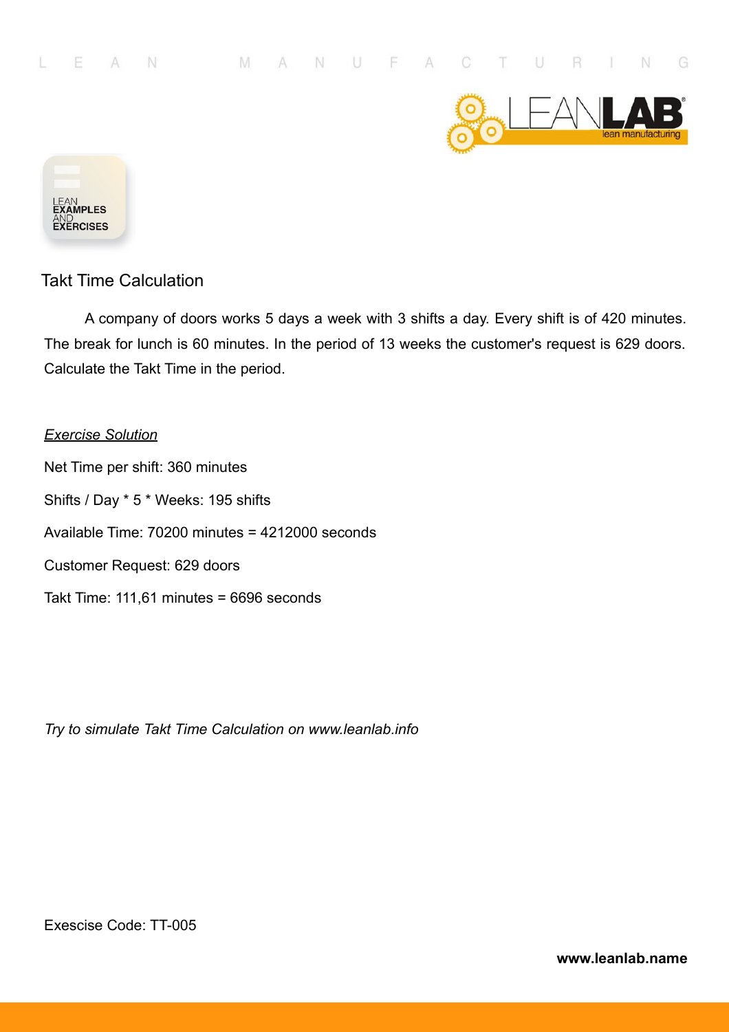LEAN EXAMPLES AND EXERCISES

## Takt Time Calculation

A company of doors works 5 days a week with 3 shifts a day. Every shift is of 420 minutes. The break for lunch is 60 minutes. In the period of 13 weeks the customer's request is 629 doors. Calculate the Takt Time in the period.

*Exercise Solution*

Net Time per shift: 360 minutes

Shifts / Day * 5 * Weeks: 195 shifts

Available Time: 70200 minutes = 4212000 seconds

Customer Request: 629 doors

Takt Time: 111,61 minutes = 6696 seconds

*Try to simulate Takt Time Calculation on www.leanlab.info*

Exescise Code: TT-005

**www.leanlab.name**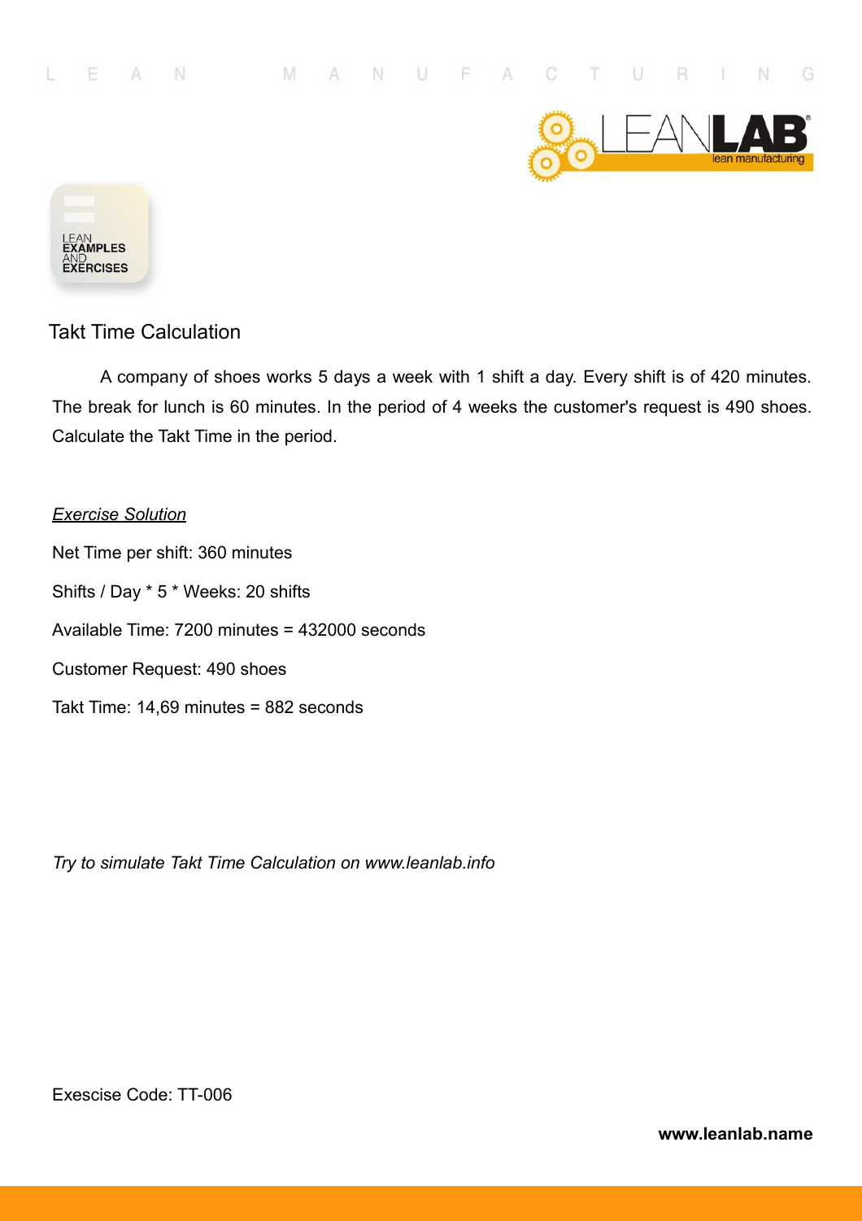LEAN EXAMPLES AND EXERCISES

## Takt Time Calculation

A company of shoes works 5 days a week with 1 shift a day. Every shift is of 420 minutes. The break for lunch is 60 minutes. In the period of 4 weeks the customer's request is 490 shoes. Calculate the Takt Time in the period.

*Exercise Solution*

Net Time per shift: 360 minutes

Shifts / Day * 5 * Weeks: 20 shifts

Available Time: 7200 minutes = 432000 seconds

Customer Request: 490 shoes

Takt Time: 14,69 minutes = 882 seconds

*Try to simulate Takt Time Calculation on www.leanlab.info*

Exescise Code: TT-006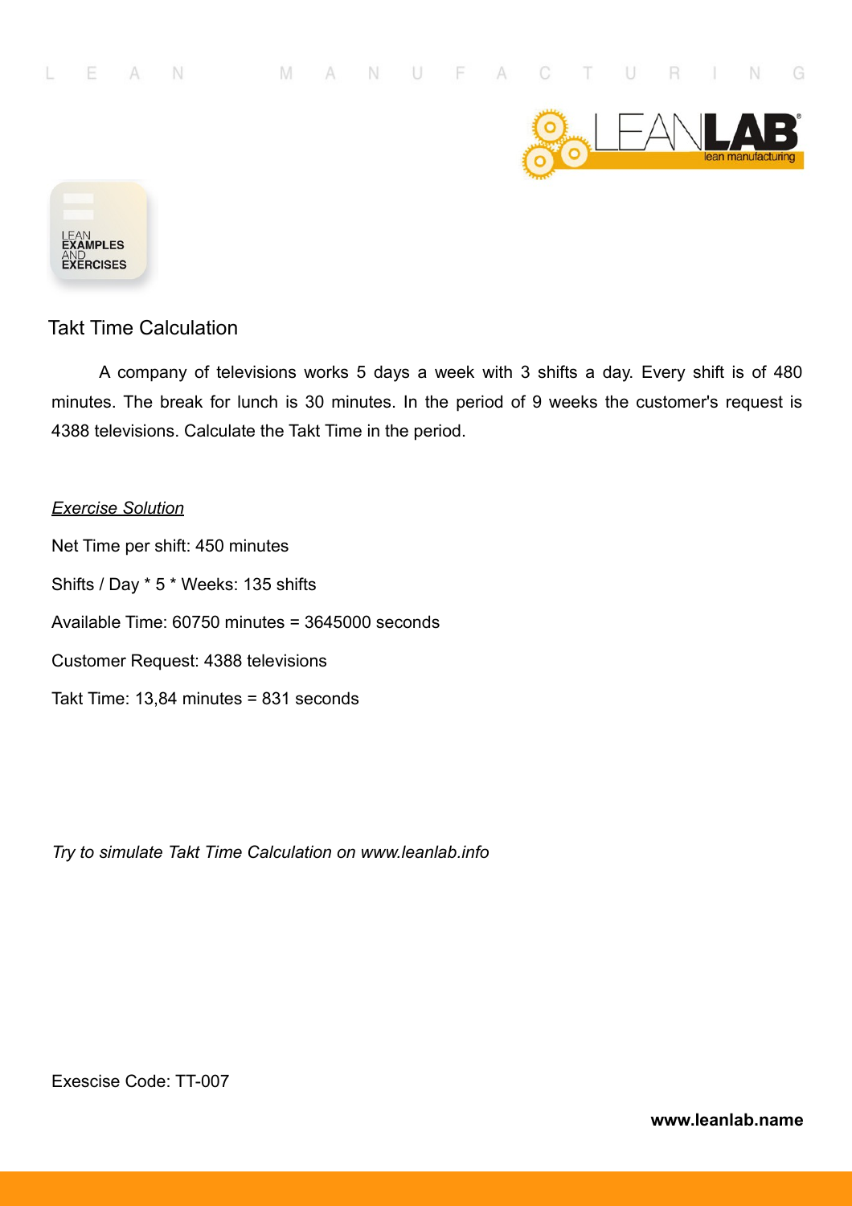LEAN EXAMPLES AND EXERCISES

## Takt Time Calculation

A company of televisions works 5 days a week with 3 shifts a day. Every shift is of 480 minutes. The break for lunch is 30 minutes. In the period of 9 weeks the customer's request is 4388 televisions. Calculate the Takt Time in the period.

*__Exercise Solution__*

Net Time per shift: 450 minutes

Shifts / Day * 5 * Weeks: 135 shifts

Available Time: 60750 minutes = 3645000 seconds

Customer Request: 4388 televisions

Takt Time: 13,84 minutes = 831 seconds

*Try to simulate Takt Time Calculation on www.leanlab.info*

Exescise Code: TT-007

**www.leanlab.name**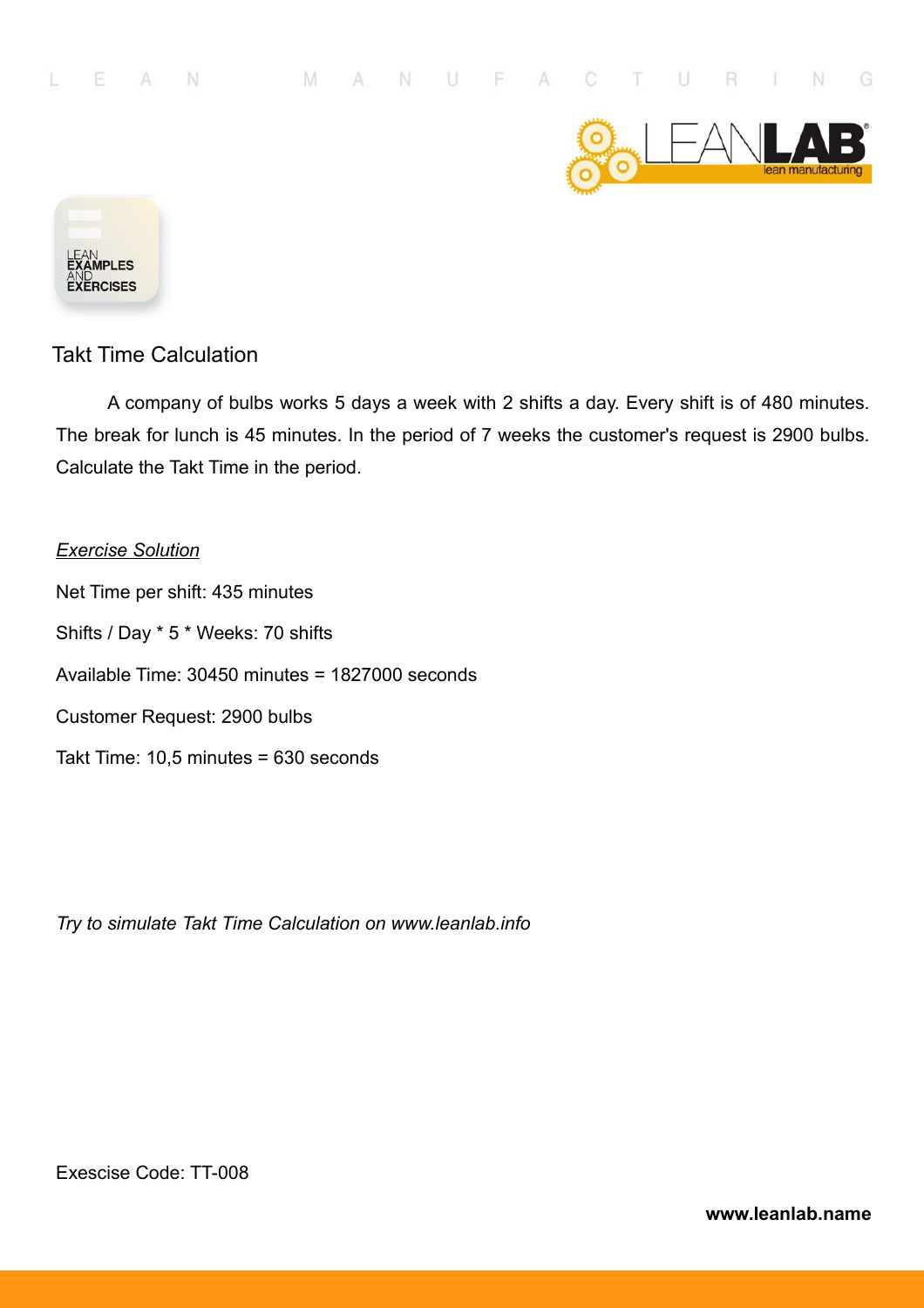## Takt Time Calculation

A company of bulbs works 5 days a week with 2 shifts a day. Every shift is of 480 minutes. The break for lunch is 45 minutes. In the period of 7 weeks the customer's request is 2900 bulbs. Calculate the Takt Time in the period.

*Exercise Solution*

Net Time per shift: 435 minutes

Shifts / Day * 5 * Weeks: 70 shifts

Available Time: 30450 minutes = 1827000 seconds

Customer Request: 2900 bulbs

Takt Time: 10,5 minutes = 630 seconds

*Try to simulate Takt Time Calculation on www.leanlab.info*

Exescise Code: TT-008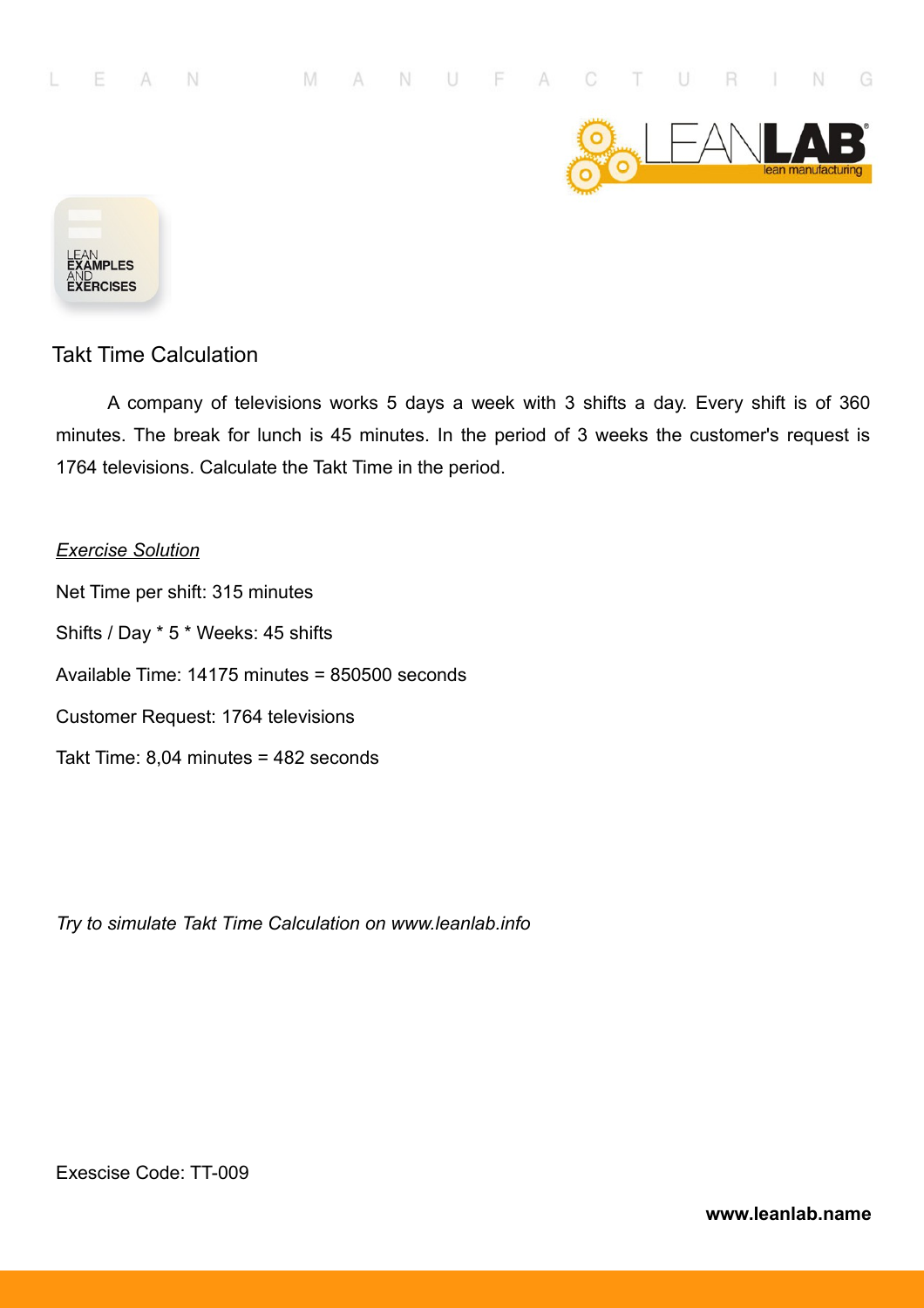## Takt Time Calculation

A company of televisions works 5 days a week with 3 shifts a day. Every shift is of 360 minutes. The break for lunch is 45 minutes. In the period of 3 weeks the customer's request is 1764 televisions. Calculate the Takt Time in the period.

*__Exercise Solution__*

Net Time per shift: 315 minutes

Shifts / Day * 5 * Weeks: 45 shifts

Available Time: 14175 minutes = 850500 seconds

Customer Request: 1764 televisions

Takt Time: 8,04 minutes = 482 seconds

*Try to simulate Takt Time Calculation on www.leanlab.info*

Exescise Code: TT-009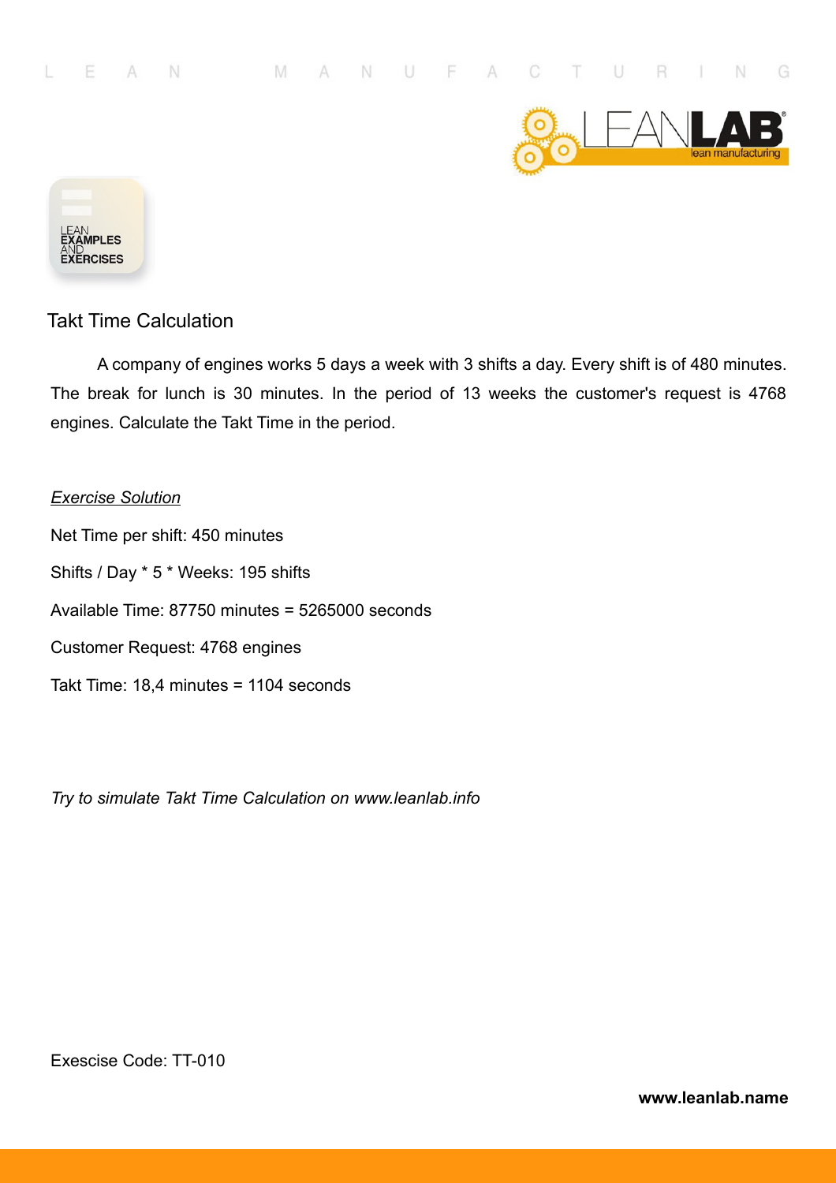LEAN EXAMPLES AND EXERCISES

## Takt Time Calculation

A company of engines works 5 days a week with 3 shifts a day. Every shift is of 480 minutes. The break for lunch is 30 minutes. In the period of 13 weeks the customer's request is 4768 engines. Calculate the Takt Time in the period.

*Exercise Solution*

Net Time per shift: 450 minutes

Shifts / Day * 5 * Weeks: 195 shifts

Available Time: 87750 minutes = 5265000 seconds

Customer Request: 4768 engines

Takt Time: 18,4 minutes = 1104 seconds

*Try to simulate Takt Time Calculation on www.leanlab.info*

Exescise Code: TT-010

**www.leanlab.name**